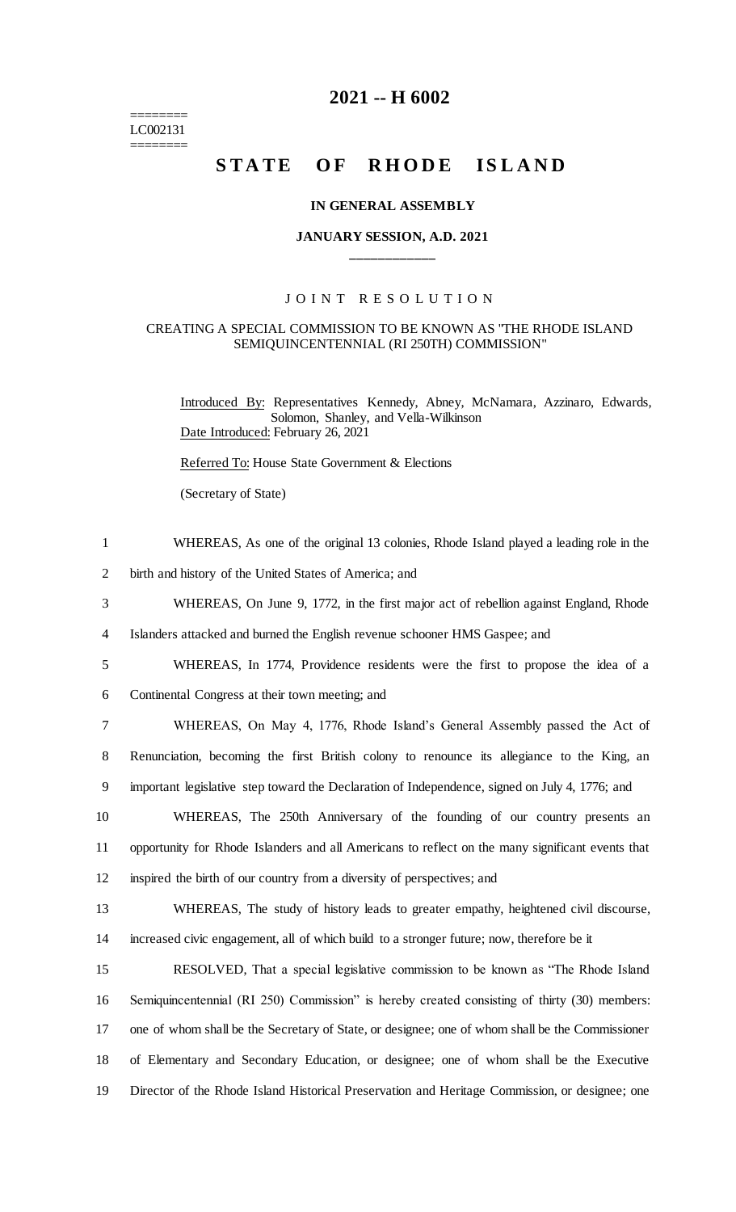========
LC002131
========

# 2021 -- H 6002

# STATE OF RHODE ISLAND

### IN GENERAL ASSEMBLY

### JANUARY SESSION, A.D. 2021

\_\_\_\_\_\_\_\_\_\_\_\_

## J O I N T   R E S O L U T I O N

### CREATING A SPECIAL COMMISSION TO BE KNOWN AS "THE RHODE ISLAND SEMIQUINCENTENNIAL (RI 250TH) COMMISSION"

Introduced By: Representatives Kennedy, Abney, McNamara, Azzinaro, Edwards, Solomon, Shanley, and Vella-Wilkinson

Date Introduced: February 26, 2021

Referred To: House State Government & Elections

(Secretary of State)

WHEREAS, As one of the original 13 colonies, Rhode Island played a leading role in the birth and history of the United States of America; and

WHEREAS, On June 9, 1772, in the first major act of rebellion against England, Rhode Islanders attacked and burned the English revenue schooner HMS Gaspee; and

WHEREAS, In 1774, Providence residents were the first to propose the idea of a Continental Congress at their town meeting; and

WHEREAS, On May 4, 1776, Rhode Island's General Assembly passed the Act of Renunciation, becoming the first British colony to renounce its allegiance to the King, an important legislative step toward the Declaration of Independence, signed on July 4, 1776; and

WHEREAS, The 250th Anniversary of the founding of our country presents an opportunity for Rhode Islanders and all Americans to reflect on the many significant events that inspired the birth of our country from a diversity of perspectives; and

WHEREAS, The study of history leads to greater empathy, heightened civil discourse, increased civic engagement, all of which build to a stronger future; now, therefore be it

RESOLVED, That a special legislative commission to be known as "The Rhode Island Semiquincentennial (RI 250) Commission" is hereby created consisting of thirty (30) members: one of whom shall be the Secretary of State, or designee; one of whom shall be the Commissioner of Elementary and Secondary Education, or designee; one of whom shall be the Executive Director of the Rhode Island Historical Preservation and Heritage Commission, or designee; one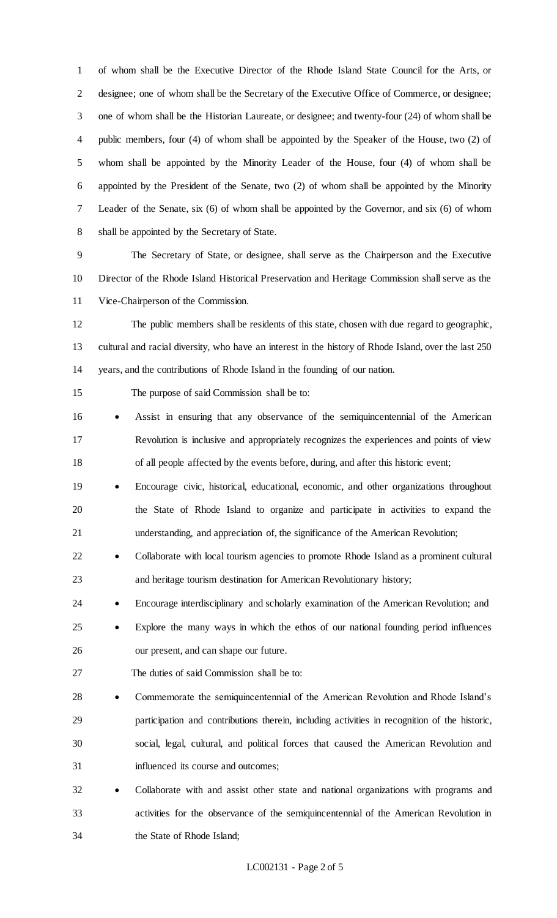of whom shall be the Executive Director of the Rhode Island State Council for the Arts, or designee; one of whom shall be the Secretary of the Executive Office of Commerce, or designee; one of whom shall be the Historian Laureate, or designee; and twenty-four (24) of whom shall be public members, four (4) of whom shall be appointed by the Speaker of the House, two (2) of whom shall be appointed by the Minority Leader of the House, four (4) of whom shall be appointed by the President of the Senate, two (2) of whom shall be appointed by the Minority Leader of the Senate, six (6) of whom shall be appointed by the Governor, and six (6) of whom shall be appointed by the Secretary of State.

The Secretary of State, or designee, shall serve as the Chairperson and the Executive Director of the Rhode Island Historical Preservation and Heritage Commission shall serve as the Vice-Chairperson of the Commission.

The public members shall be residents of this state, chosen with due regard to geographic, cultural and racial diversity, who have an interest in the history of Rhode Island, over the last 250 years, and the contributions of Rhode Island in the founding of our nation.

The purpose of said Commission shall be to:

- Assist in ensuring that any observance of the semiquincentennial of the American Revolution is inclusive and appropriately recognizes the experiences and points of view of all people affected by the events before, during, and after this historic event;
- Encourage civic, historical, educational, economic, and other organizations throughout the State of Rhode Island to organize and participate in activities to expand the understanding, and appreciation of, the significance of the American Revolution;
- Collaborate with local tourism agencies to promote Rhode Island as a prominent cultural and heritage tourism destination for American Revolutionary history;
- Encourage interdisciplinary and scholarly examination of the American Revolution; and
- Explore the many ways in which the ethos of our national founding period influences our present, and can shape our future.

The duties of said Commission shall be to:

- Commemorate the semiquincentennial of the American Revolution and Rhode Island's participation and contributions therein, including activities in recognition of the historic, social, legal, cultural, and political forces that caused the American Revolution and influenced its course and outcomes;
- Collaborate with and assist other state and national organizations with programs and activities for the observance of the semiquincentennial of the American Revolution in the State of Rhode Island;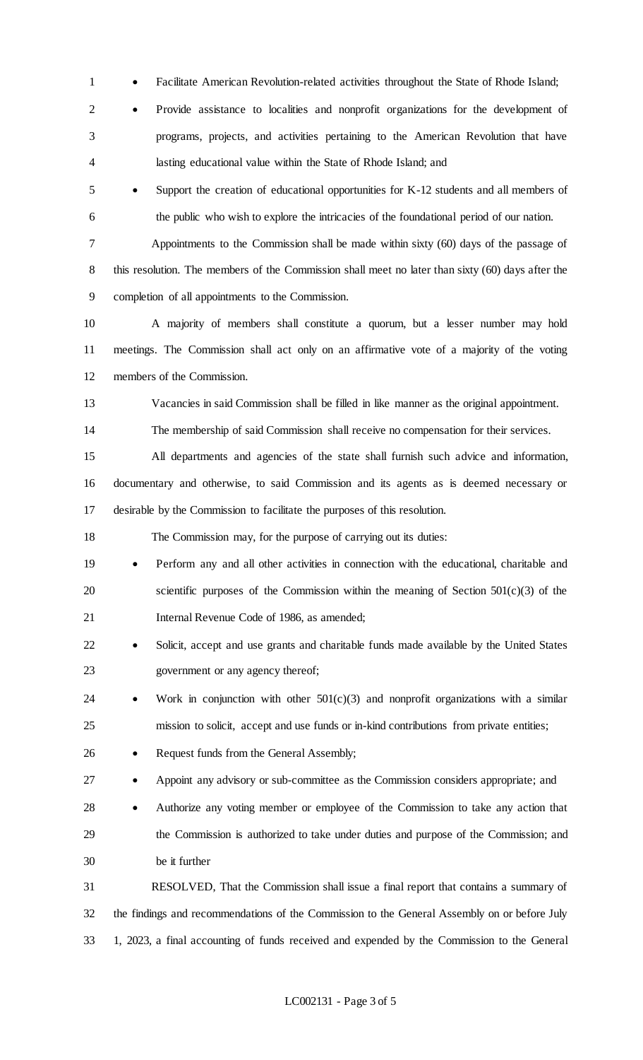- Facilitate American Revolution-related activities throughout the State of Rhode Island;
- Provide assistance to localities and nonprofit organizations for the development of programs, projects, and activities pertaining to the American Revolution that have lasting educational value within the State of Rhode Island; and
- Support the creation of educational opportunities for K-12 students and all members of the public who wish to explore the intricacies of the foundational period of our nation.

Appointments to the Commission shall be made within sixty (60) days of the passage of this resolution. The members of the Commission shall meet no later than sixty (60) days after the completion of all appointments to the Commission.

A majority of members shall constitute a quorum, but a lesser number may hold meetings. The Commission shall act only on an affirmative vote of a majority of the voting members of the Commission.

Vacancies in said Commission shall be filled in like manner as the original appointment.

The membership of said Commission shall receive no compensation for their services.

All departments and agencies of the state shall furnish such advice and information, documentary and otherwise, to said Commission and its agents as is deemed necessary or desirable by the Commission to facilitate the purposes of this resolution.

The Commission may, for the purpose of carrying out its duties:

- Perform any and all other activities in connection with the educational, charitable and scientific purposes of the Commission within the meaning of Section 501(c)(3) of the Internal Revenue Code of 1986, as amended;
- Solicit, accept and use grants and charitable funds made available by the United States government or any agency thereof;
- Work in conjunction with other 501(c)(3) and nonprofit organizations with a similar mission to solicit, accept and use funds or in-kind contributions from private entities;
- Request funds from the General Assembly;
- Appoint any advisory or sub-committee as the Commission considers appropriate; and
- Authorize any voting member or employee of the Commission to take any action that the Commission is authorized to take under duties and purpose of the Commission; and be it further

RESOLVED, That the Commission shall issue a final report that contains a summary of the findings and recommendations of the Commission to the General Assembly on or before July 1, 2023, a final accounting of funds received and expended by the Commission to the General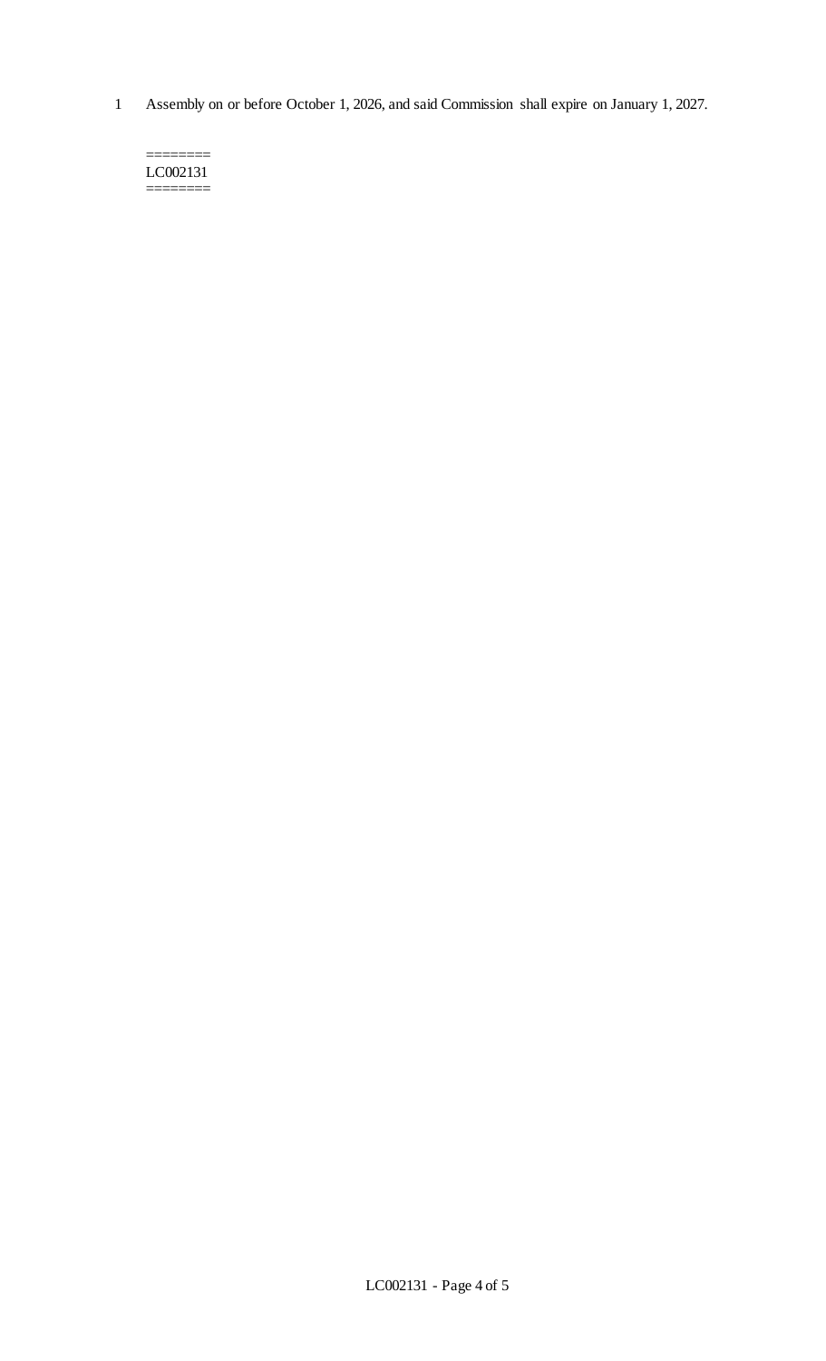1 Assembly on or before October 1, 2026, and said Commission shall expire on January 1, 2027.

========
LC002131
========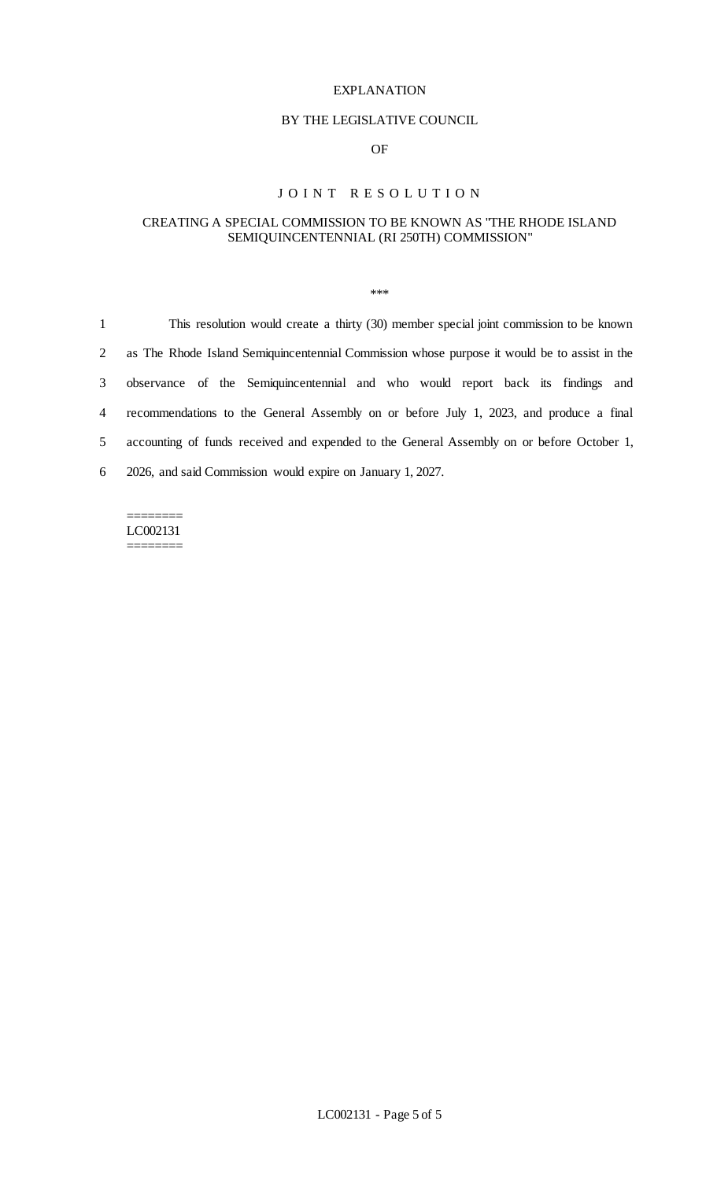EXPLANATION

BY THE LEGISLATIVE COUNCIL

OF

# J O I N T   R E S O L U T I O N

## CREATING A SPECIAL COMMISSION TO BE KNOWN AS "THE RHODE ISLAND SEMIQUINCENTENNIAL (RI 250TH) COMMISSION"

***

This resolution would create a thirty (30) member special joint commission to be known as The Rhode Island Semiquincentennial Commission whose purpose it would be to assist in the observance of the Semiquincentennial and who would report back its findings and recommendations to the General Assembly on or before July 1, 2023, and produce a final accounting of funds received and expended to the General Assembly on or before October 1, 2026, and said Commission would expire on January 1, 2027.

========
LC002131
========